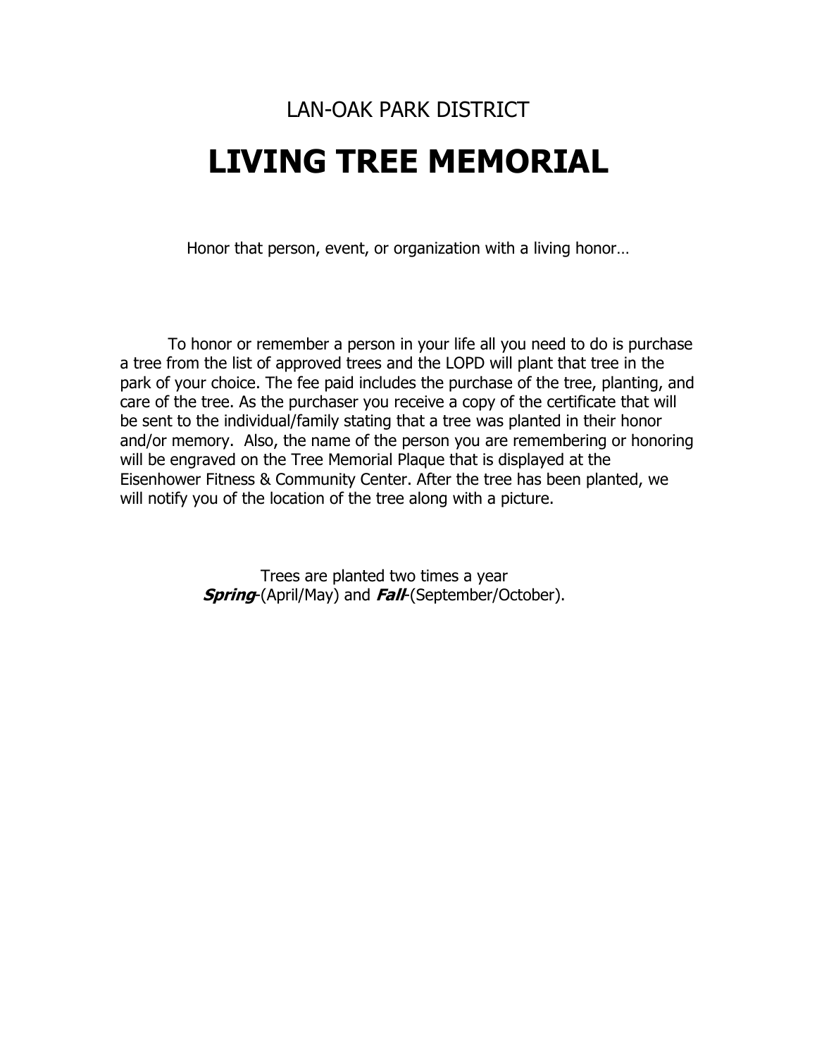LAN-OAK PARK DISTRICT

# LIVING TREE MEMORIAL

Honor that person, event, or organization with a living honor…

To honor or remember a person in your life all you need to do is purchase a tree from the list of approved trees and the LOPD will plant that tree in the park of your choice. The fee paid includes the purchase of the tree, planting, and care of the tree. As the purchaser you receive a copy of the certificate that will be sent to the individual/family stating that a tree was planted in their honor and/or memory. Also, the name of the person you are remembering or honoring will be engraved on the Tree Memorial Plaque that is displayed at the Eisenhower Fitness & Community Center. After the tree has been planted, we will notify you of the location of the tree along with a picture.

Trees are planted two times a year
***Spring***-(April/May) and ***Fall***-(September/October).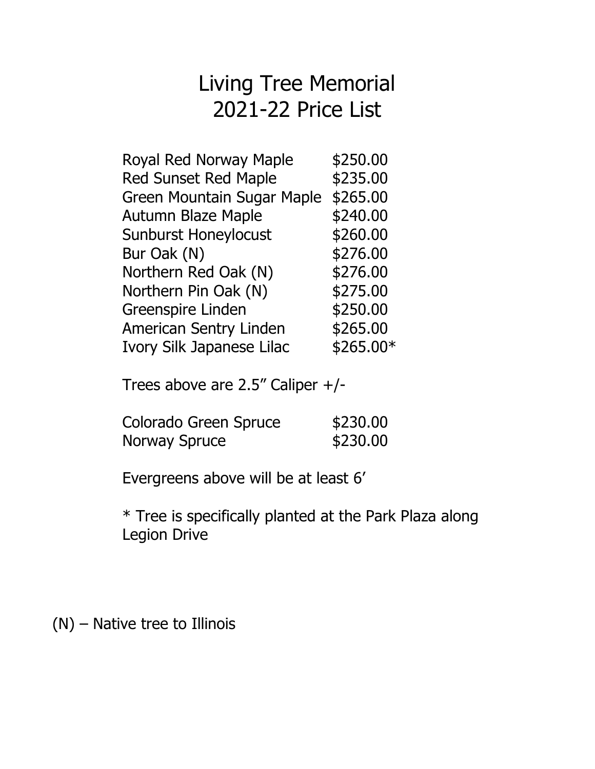# Living Tree Memorial
# 2021-22 Price List

| Tree | Price |
|---|---|
| Royal Red Norway Maple | $250.00 |
| Red Sunset Red Maple | $235.00 |
| Green Mountain Sugar Maple | $265.00 |
| Autumn Blaze Maple | $240.00 |
| Sunburst Honeylocust | $260.00 |
| Bur Oak (N) | $276.00 |
| Northern Red Oak (N) | $276.00 |
| Northern Pin Oak (N) | $275.00 |
| Greenspire Linden | $250.00 |
| American Sentry Linden | $265.00 |
| Ivory Silk Japanese Lilac | $265.00* |

Trees above are 2.5" Caliper +/-

| Tree | Price |
|---|---|
| Colorado Green Spruce | $230.00 |
| Norway Spruce | $230.00 |

Evergreens above will be at least 6'

* Tree is specifically planted at the Park Plaza along Legion Drive

(N) – Native tree to Illinois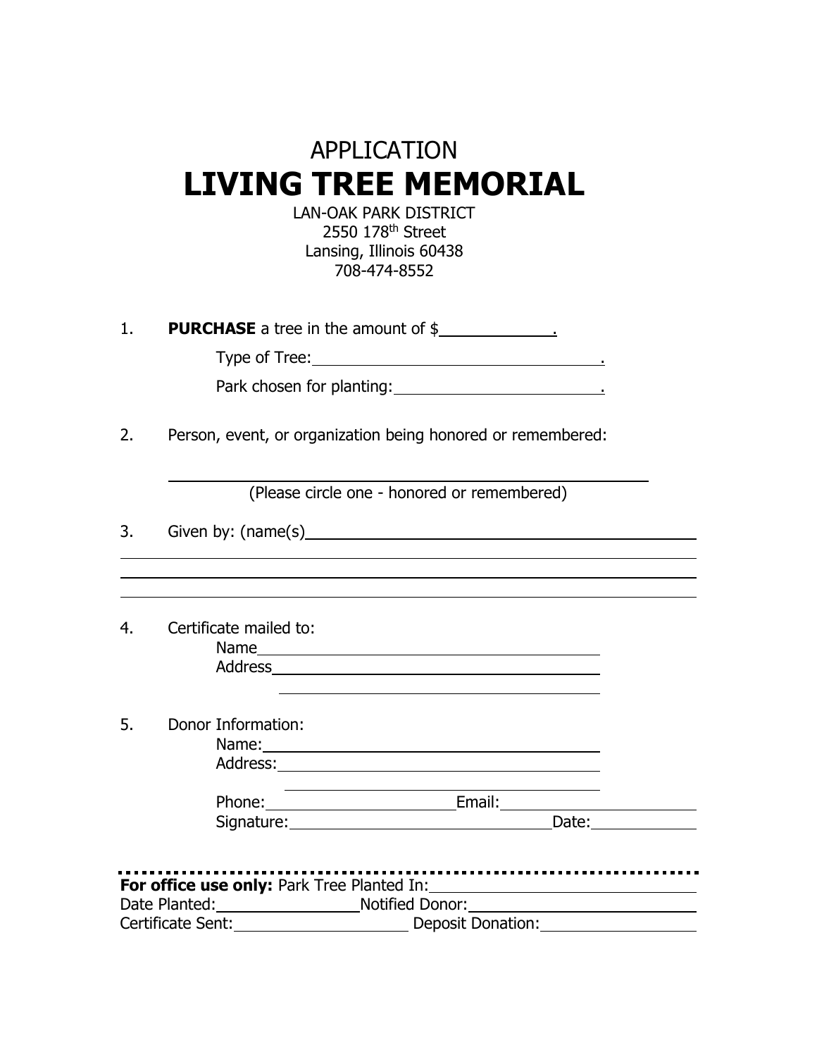APPLICATION

# LIVING TREE MEMORIAL

LAN-OAK PARK DISTRICT
2550 178th Street
Lansing, Illinois 60438
708-474-8552

1. **PURCHASE** a tree in the amount of $\_\_\_\_\_\_\_\_\_\_\_\_.

   Type of Tree: \_\_\_\_\_\_\_\_\_\_\_\_\_\_\_\_\_\_\_\_\_\_\_\_\_\_\_\_\_\_.

   Park chosen for planting: \_\_\_\_\_\_\_\_\_\_\_\_\_\_\_\_\_\_\_\_\_\_.

2. Person, event, or organization being honored or remembered:

   \_\_\_\_\_\_\_\_\_\_\_\_\_\_\_\_\_\_\_\_\_\_\_\_\_\_\_\_\_\_\_\_\_\_\_\_\_\_\_\_\_\_\_\_\_\_\_\_

   (Please circle one - honored or remembered)

3. Given by: (name(s) \_\_\_\_\_\_\_\_\_\_\_\_\_\_\_\_\_\_\_\_\_\_\_\_\_\_\_\_\_\_\_\_\_\_\_\_\_\_\_\_\_\_

   \_\_\_\_\_\_\_\_\_\_\_\_\_\_\_\_\_\_\_\_\_\_\_\_\_\_\_\_\_\_\_\_\_\_\_\_\_\_\_\_\_\_\_\_\_\_\_\_\_\_\_\_\_\_\_\_\_\_\_\_

   \_\_\_\_\_\_\_\_\_\_\_\_\_\_\_\_\_\_\_\_\_\_\_\_\_\_\_\_\_\_\_\_\_\_\_\_\_\_\_\_\_\_\_\_\_\_\_\_\_\_\_\_\_\_\_\_\_\_\_\_

   \_\_\_\_\_\_\_\_\_\_\_\_\_\_\_\_\_\_\_\_\_\_\_\_\_\_\_\_\_\_\_\_\_\_\_\_\_\_\_\_\_\_\_\_\_\_\_\_\_\_\_\_\_\_\_\_\_\_\_\_

4. Certificate mailed to:

   Name \_\_\_\_\_\_\_\_\_\_\_\_\_\_\_\_\_\_\_\_\_\_\_\_\_\_\_\_\_\_\_\_\_\_\_\_

   Address \_\_\_\_\_\_\_\_\_\_\_\_\_\_\_\_\_\_\_\_\_\_\_\_\_\_\_\_\_\_\_\_\_\_

   \_\_\_\_\_\_\_\_\_\_\_\_\_\_\_\_\_\_\_\_\_\_\_\_\_\_\_\_\_\_\_\_\_\_

5. Donor Information:

   Name: \_\_\_\_\_\_\_\_\_\_\_\_\_\_\_\_\_\_\_\_\_\_\_\_\_\_\_\_\_\_\_\_\_\_\_

   Address: \_\_\_\_\_\_\_\_\_\_\_\_\_\_\_\_\_\_\_\_\_\_\_\_\_\_\_\_\_\_\_\_\_

   \_\_\_\_\_\_\_\_\_\_\_\_\_\_\_\_\_\_\_\_\_\_\_\_\_\_\_\_\_\_\_\_\_

   Phone: \_\_\_\_\_\_\_\_\_\_\_\_\_\_\_\_\_\_\_\_ Email: \_\_\_\_\_\_\_\_\_\_\_\_\_\_\_\_\_\_\_\_

   Signature: \_\_\_\_\_\_\_\_\_\_\_\_\_\_\_\_\_\_\_\_\_\_\_\_\_\_\_\_ Date: \_\_\_\_\_\_\_\_\_\_\_

---

**For office use only:** Park Tree Planted In: \_\_\_\_\_\_\_\_\_\_\_\_\_\_\_\_\_\_\_\_\_\_\_\_\_\_\_\_\_\_

Date Planted: \_\_\_\_\_\_\_\_\_\_\_\_\_\_ Notified Donor: \_\_\_\_\_\_\_\_\_\_\_\_\_\_\_\_\_\_\_\_\_\_\_\_

Certificate Sent: \_\_\_\_\_\_\_\_\_\_\_\_\_\_\_\_\_\_\_\_ Deposit Donation: \_\_\_\_\_\_\_\_\_\_\_\_\_\_\_\_\_\_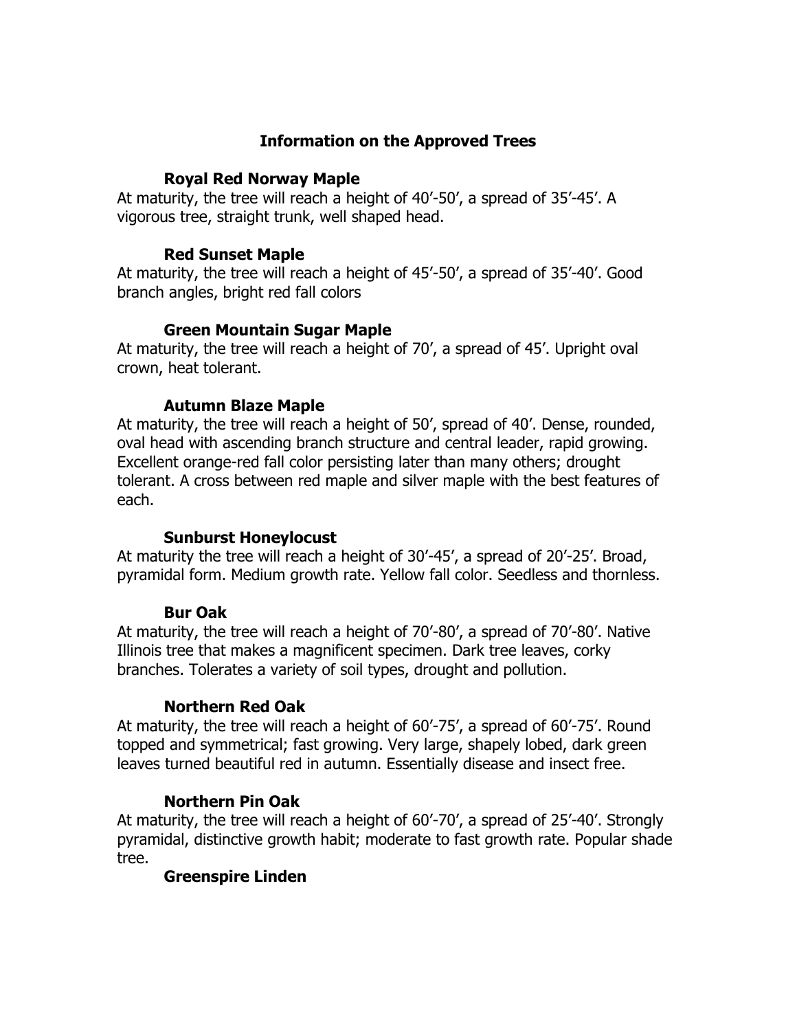## Information on the Approved Trees

### Royal Red Norway Maple

At maturity, the tree will reach a height of 40’-50’, a spread of 35’-45’. A vigorous tree, straight trunk, well shaped head.

### Red Sunset Maple

At maturity, the tree will reach a height of 45’-50’, a spread of 35’-40’. Good branch angles, bright red fall colors

### Green Mountain Sugar Maple

At maturity, the tree will reach a height of 70’, a spread of 45’. Upright oval crown, heat tolerant.

### Autumn Blaze Maple

At maturity, the tree will reach a height of 50’, spread of 40’. Dense, rounded, oval head with ascending branch structure and central leader, rapid growing. Excellent orange-red fall color persisting later than many others; drought tolerant. A cross between red maple and silver maple with the best features of each.

### Sunburst Honeylocust

At maturity the tree will reach a height of 30’-45’, a spread of 20’-25’. Broad, pyramidal form. Medium growth rate. Yellow fall color. Seedless and thornless.

### Bur Oak

At maturity, the tree will reach a height of 70’-80’, a spread of 70’-80’. Native Illinois tree that makes a magnificent specimen. Dark tree leaves, corky branches. Tolerates a variety of soil types, drought and pollution.

### Northern Red Oak

At maturity, the tree will reach a height of 60’-75’, a spread of 60’-75’. Round topped and symmetrical; fast growing. Very large, shapely lobed, dark green leaves turned beautiful red in autumn. Essentially disease and insect free.

### Northern Pin Oak

At maturity, the tree will reach a height of 60’-70’, a spread of 25’-40’. Strongly pyramidal, distinctive growth habit; moderate to fast growth rate. Popular shade tree.

### Greenspire Linden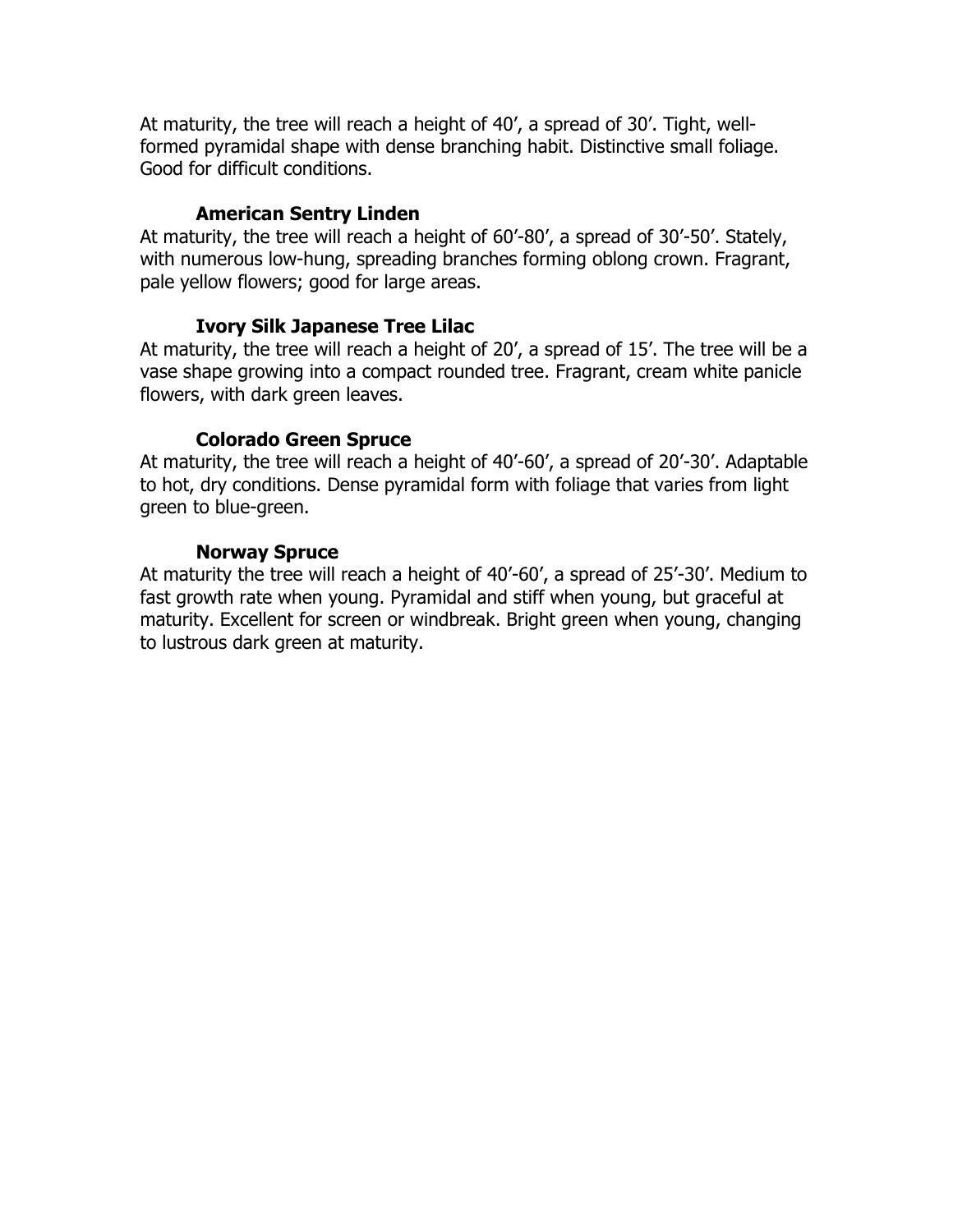At maturity, the tree will reach a height of 40’, a spread of 30’. Tight, well-formed pyramidal shape with dense branching habit. Distinctive small foliage. Good for difficult conditions.

### American Sentry Linden

At maturity, the tree will reach a height of 60’-80’, a spread of 30’-50’. Stately, with numerous low-hung, spreading branches forming oblong crown. Fragrant, pale yellow flowers; good for large areas.

### Ivory Silk Japanese Tree Lilac

At maturity, the tree will reach a height of 20’, a spread of 15’. The tree will be a vase shape growing into a compact rounded tree. Fragrant, cream white panicle flowers, with dark green leaves.

### Colorado Green Spruce

At maturity, the tree will reach a height of 40’-60’, a spread of 20’-30’. Adaptable to hot, dry conditions. Dense pyramidal form with foliage that varies from light green to blue-green.

### Norway Spruce

At maturity the tree will reach a height of 40’-60’, a spread of 25’-30’. Medium to fast growth rate when young. Pyramidal and stiff when young, but graceful at maturity. Excellent for screen or windbreak. Bright green when young, changing to lustrous dark green at maturity.